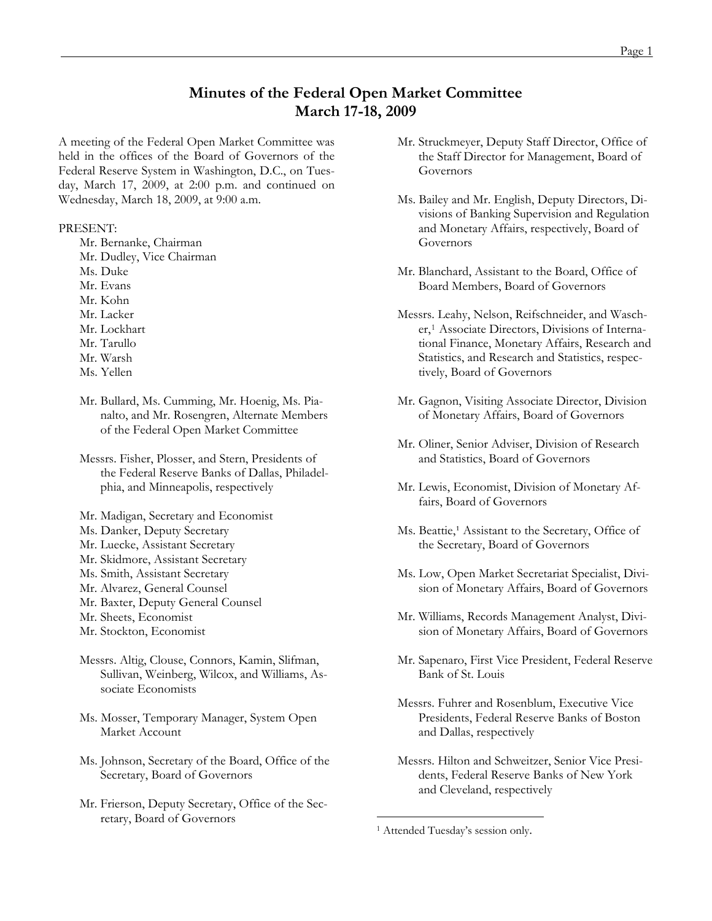# Minutes of the Federal Open Market Committee
## March 17-18, 2009

A meeting of the Federal Open Market Committee was held in the offices of the Board of Governors of the Federal Reserve System in Washington, D.C., on Tuesday, March 17, 2009, at 2:00 p.m. and continued on Wednesday, March 18, 2009, at 9:00 a.m.

PRESENT:

Mr. Bernanke, Chairman
Mr. Dudley, Vice Chairman
Ms. Duke
Mr. Evans
Mr. Kohn
Mr. Lacker
Mr. Lockhart
Mr. Tarullo
Mr. Warsh
Ms. Yellen

Mr. Bullard, Ms. Cumming, Mr. Hoenig, Ms. Pianalto, and Mr. Rosengren, Alternate Members of the Federal Open Market Committee

Messrs. Fisher, Plosser, and Stern, Presidents of the Federal Reserve Banks of Dallas, Philadelphia, and Minneapolis, respectively

Mr. Madigan, Secretary and Economist
Ms. Danker, Deputy Secretary
Mr. Luecke, Assistant Secretary
Mr. Skidmore, Assistant Secretary
Ms. Smith, Assistant Secretary
Mr. Alvarez, General Counsel
Mr. Baxter, Deputy General Counsel
Mr. Sheets, Economist
Mr. Stockton, Economist

Messrs. Altig, Clouse, Connors, Kamin, Slifman, Sullivan, Weinberg, Wilcox, and Williams, Associate Economists

Ms. Mosser, Temporary Manager, System Open Market Account

Ms. Johnson, Secretary of the Board, Office of the Secretary, Board of Governors

Mr. Frierson, Deputy Secretary, Office of the Secretary, Board of Governors

Mr. Struckmeyer, Deputy Staff Director, Office of the Staff Director for Management, Board of Governors

Ms. Bailey and Mr. English, Deputy Directors, Divisions of Banking Supervision and Regulation and Monetary Affairs, respectively, Board of Governors

Mr. Blanchard, Assistant to the Board, Office of Board Members, Board of Governors

Messrs. Leahy, Nelson, Reifschneider, and Wascher,[1] Associate Directors, Divisions of International Finance, Monetary Affairs, Research and Statistics, and Research and Statistics, respectively, Board of Governors

Mr. Gagnon, Visiting Associate Director, Division of Monetary Affairs, Board of Governors

Mr. Oliner, Senior Adviser, Division of Research and Statistics, Board of Governors

Mr. Lewis, Economist, Division of Monetary Affairs, Board of Governors

Ms. Beattie,[1] Assistant to the Secretary, Office of the Secretary, Board of Governors

Ms. Low, Open Market Secretariat Specialist, Division of Monetary Affairs, Board of Governors

Mr. Williams, Records Management Analyst, Division of Monetary Affairs, Board of Governors

Mr. Sapenaro, First Vice President, Federal Reserve Bank of St. Louis

Messrs. Fuhrer and Rosenblum, Executive Vice Presidents, Federal Reserve Banks of Boston and Dallas, respectively

Messrs. Hilton and Schweitzer, Senior Vice Presidents, Federal Reserve Banks of New York and Cleveland, respectively

[1] Attended Tuesday's session only.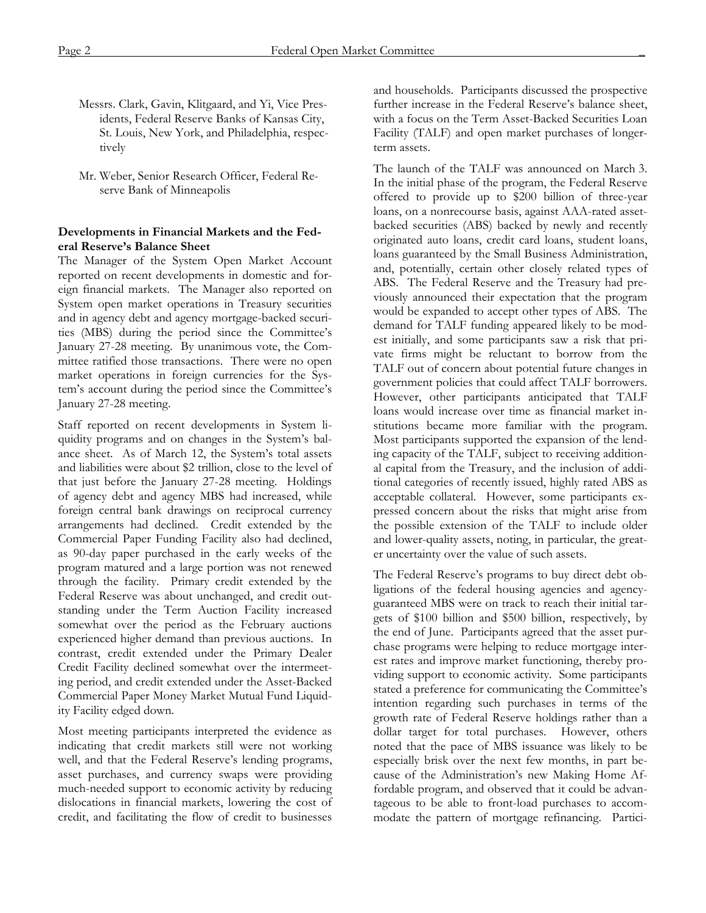Messrs. Clark, Gavin, Klitgaard, and Yi, Vice Presidents, Federal Reserve Banks of Kansas City, St. Louis, New York, and Philadelphia, respectively

Mr. Weber, Senior Research Officer, Federal Reserve Bank of Minneapolis

**Developments in Financial Markets and the Federal Reserve's Balance Sheet**

The Manager of the System Open Market Account reported on recent developments in domestic and foreign financial markets. The Manager also reported on System open market operations in Treasury securities and in agency debt and agency mortgage-backed securities (MBS) during the period since the Committee's January 27-28 meeting. By unanimous vote, the Committee ratified those transactions. There were no open market operations in foreign currencies for the System's account during the period since the Committee's January 27-28 meeting.

Staff reported on recent developments in System liquidity programs and on changes in the System's balance sheet. As of March 12, the System's total assets and liabilities were about $2 trillion, close to the level of that just before the January 27-28 meeting. Holdings of agency debt and agency MBS had increased, while foreign central bank drawings on reciprocal currency arrangements had declined. Credit extended by the Commercial Paper Funding Facility also had declined, as 90-day paper purchased in the early weeks of the program matured and a large portion was not renewed through the facility. Primary credit extended by the Federal Reserve was about unchanged, and credit outstanding under the Term Auction Facility increased somewhat over the period as the February auctions experienced higher demand than previous auctions. In contrast, credit extended under the Primary Dealer Credit Facility declined somewhat over the intermeeting period, and credit extended under the Asset-Backed Commercial Paper Money Market Mutual Fund Liquidity Facility edged down.

Most meeting participants interpreted the evidence as indicating that credit markets still were not working well, and that the Federal Reserve's lending programs, asset purchases, and currency swaps were providing much-needed support to economic activity by reducing dislocations in financial markets, lowering the cost of credit, and facilitating the flow of credit to businesses and households. Participants discussed the prospective further increase in the Federal Reserve's balance sheet, with a focus on the Term Asset-Backed Securities Loan Facility (TALF) and open market purchases of longer-term assets.

The launch of the TALF was announced on March 3. In the initial phase of the program, the Federal Reserve offered to provide up to $200 billion of three-year loans, on a nonrecourse basis, against AAA-rated asset-backed securities (ABS) backed by newly and recently originated auto loans, credit card loans, student loans, loans guaranteed by the Small Business Administration, and, potentially, certain other closely related types of ABS. The Federal Reserve and the Treasury had previously announced their expectation that the program would be expanded to accept other types of ABS. The demand for TALF funding appeared likely to be modest initially, and some participants saw a risk that private firms might be reluctant to borrow from the TALF out of concern about potential future changes in government policies that could affect TALF borrowers. However, other participants anticipated that TALF loans would increase over time as financial market institutions became more familiar with the program. Most participants supported the expansion of the lending capacity of the TALF, subject to receiving additional capital from the Treasury, and the inclusion of additional categories of recently issued, highly rated ABS as acceptable collateral. However, some participants expressed concern about the risks that might arise from the possible extension of the TALF to include older and lower-quality assets, noting, in particular, the greater uncertainty over the value of such assets.

The Federal Reserve's programs to buy direct debt obligations of the federal housing agencies and agency-guaranteed MBS were on track to reach their initial targets of $100 billion and $500 billion, respectively, by the end of June. Participants agreed that the asset purchase programs were helping to reduce mortgage interest rates and improve market functioning, thereby providing support to economic activity. Some participants stated a preference for communicating the Committee's intention regarding such purchases in terms of the growth rate of Federal Reserve holdings rather than a dollar target for total purchases. However, others noted that the pace of MBS issuance was likely to be especially brisk over the next few months, in part because of the Administration's new Making Home Affordable program, and observed that it could be advantageous to be able to front-load purchases to accommodate the pattern of mortgage refinancing. Partici-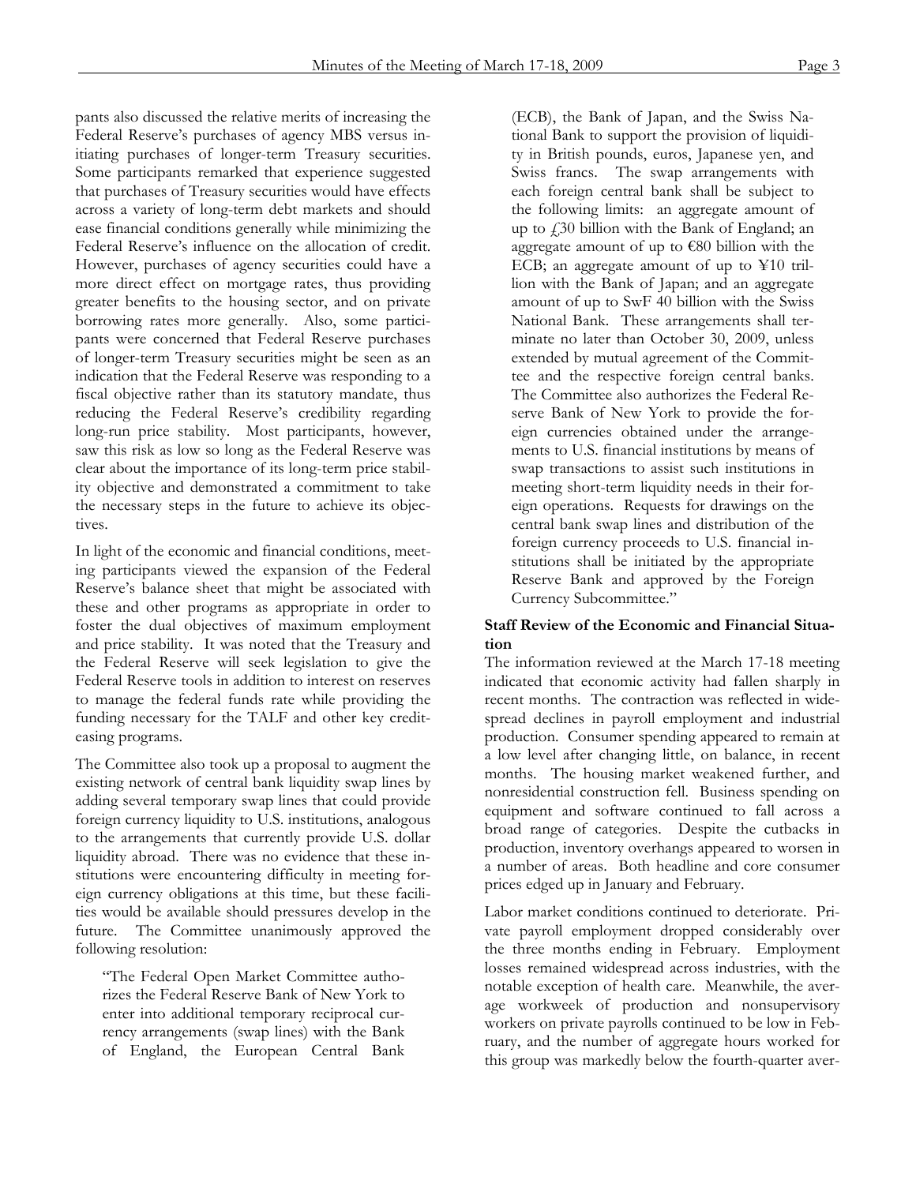pants also discussed the relative merits of increasing the Federal Reserve's purchases of agency MBS versus initiating purchases of longer-term Treasury securities. Some participants remarked that experience suggested that purchases of Treasury securities would have effects across a variety of long-term debt markets and should ease financial conditions generally while minimizing the Federal Reserve's influence on the allocation of credit. However, purchases of agency securities could have a more direct effect on mortgage rates, thus providing greater benefits to the housing sector, and on private borrowing rates more generally. Also, some participants were concerned that Federal Reserve purchases of longer-term Treasury securities might be seen as an indication that the Federal Reserve was responding to a fiscal objective rather than its statutory mandate, thus reducing the Federal Reserve's credibility regarding long-run price stability. Most participants, however, saw this risk as low so long as the Federal Reserve was clear about the importance of its long-term price stability objective and demonstrated a commitment to take the necessary steps in the future to achieve its objectives.

In light of the economic and financial conditions, meeting participants viewed the expansion of the Federal Reserve's balance sheet that might be associated with these and other programs as appropriate in order to foster the dual objectives of maximum employment and price stability. It was noted that the Treasury and the Federal Reserve will seek legislation to give the Federal Reserve tools in addition to interest on reserves to manage the federal funds rate while providing the funding necessary for the TALF and other key credit-easing programs.

The Committee also took up a proposal to augment the existing network of central bank liquidity swap lines by adding several temporary swap lines that could provide foreign currency liquidity to U.S. institutions, analogous to the arrangements that currently provide U.S. dollar liquidity abroad. There was no evidence that these institutions were encountering difficulty in meeting foreign currency obligations at this time, but these facilities would be available should pressures develop in the future. The Committee unanimously approved the following resolution:

> "The Federal Open Market Committee authorizes the Federal Reserve Bank of New York to enter into additional temporary reciprocal currency arrangements (swap lines) with the Bank of England, the European Central Bank (ECB), the Bank of Japan, and the Swiss National Bank to support the provision of liquidity in British pounds, euros, Japanese yen, and Swiss francs. The swap arrangements with each foreign central bank shall be subject to the following limits: an aggregate amount of up to £30 billion with the Bank of England; an aggregate amount of up to €80 billion with the ECB; an aggregate amount of up to ¥10 trillion with the Bank of Japan; and an aggregate amount of up to SwF 40 billion with the Swiss National Bank. These arrangements shall terminate no later than October 30, 2009, unless extended by mutual agreement of the Committee and the respective foreign central banks. The Committee also authorizes the Federal Reserve Bank of New York to provide the foreign currencies obtained under the arrangements to U.S. financial institutions by means of swap transactions to assist such institutions in meeting short-term liquidity needs in their foreign operations. Requests for drawings on the central bank swap lines and distribution of the foreign currency proceeds to U.S. financial institutions shall be initiated by the appropriate Reserve Bank and approved by the Foreign Currency Subcommittee."

**Staff Review of the Economic and Financial Situation**

The information reviewed at the March 17-18 meeting indicated that economic activity had fallen sharply in recent months. The contraction was reflected in widespread declines in payroll employment and industrial production. Consumer spending appeared to remain at a low level after changing little, on balance, in recent months. The housing market weakened further, and nonresidential construction fell. Business spending on equipment and software continued to fall across a broad range of categories. Despite the cutbacks in production, inventory overhangs appeared to worsen in a number of areas. Both headline and core consumer prices edged up in January and February.

Labor market conditions continued to deteriorate. Private payroll employment dropped considerably over the three months ending in February. Employment losses remained widespread across industries, with the notable exception of health care. Meanwhile, the average workweek of production and nonsupervisory workers on private payrolls continued to be low in February, and the number of aggregate hours worked for this group was markedly below the fourth-quarter aver-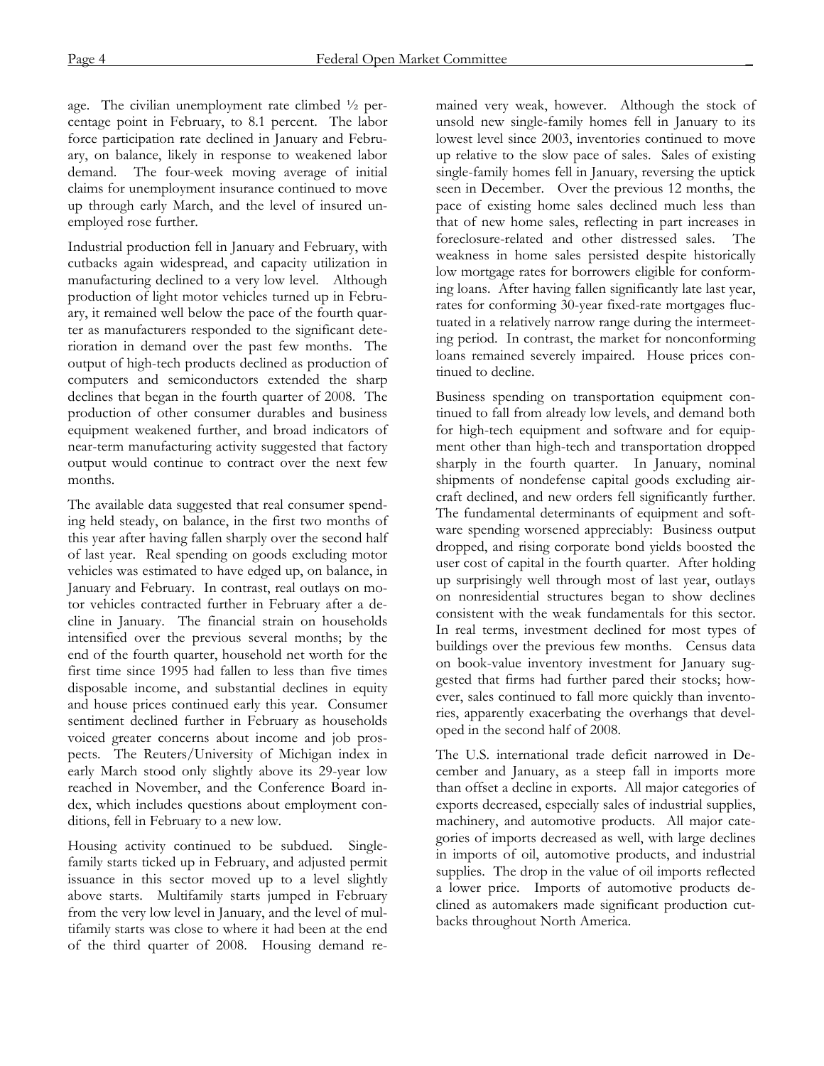age. The civilian unemployment rate climbed ½ percentage point in February, to 8.1 percent. The labor force participation rate declined in January and February, on balance, likely in response to weakened labor demand. The four-week moving average of initial claims for unemployment insurance continued to move up through early March, and the level of insured unemployed rose further.

Industrial production fell in January and February, with cutbacks again widespread, and capacity utilization in manufacturing declined to a very low level. Although production of light motor vehicles turned up in February, it remained well below the pace of the fourth quarter as manufacturers responded to the significant deterioration in demand over the past few months. The output of high-tech products declined as production of computers and semiconductors extended the sharp declines that began in the fourth quarter of 2008. The production of other consumer durables and business equipment weakened further, and broad indicators of near-term manufacturing activity suggested that factory output would continue to contract over the next few months.

The available data suggested that real consumer spending held steady, on balance, in the first two months of this year after having fallen sharply over the second half of last year. Real spending on goods excluding motor vehicles was estimated to have edged up, on balance, in January and February. In contrast, real outlays on motor vehicles contracted further in February after a decline in January. The financial strain on households intensified over the previous several months; by the end of the fourth quarter, household net worth for the first time since 1995 had fallen to less than five times disposable income, and substantial declines in equity and house prices continued early this year. Consumer sentiment declined further in February as households voiced greater concerns about income and job prospects. The Reuters/University of Michigan index in early March stood only slightly above its 29-year low reached in November, and the Conference Board index, which includes questions about employment conditions, fell in February to a new low.

Housing activity continued to be subdued. Single-family starts ticked up in February, and adjusted permit issuance in this sector moved up to a level slightly above starts. Multifamily starts jumped in February from the very low level in January, and the level of multifamily starts was close to where it had been at the end of the third quarter of 2008. Housing demand remained very weak, however. Although the stock of unsold new single-family homes fell in January to its lowest level since 2003, inventories continued to move up relative to the slow pace of sales. Sales of existing single-family homes fell in January, reversing the uptick seen in December. Over the previous 12 months, the pace of existing home sales declined much less than that of new home sales, reflecting in part increases in foreclosure-related and other distressed sales. The weakness in home sales persisted despite historically low mortgage rates for borrowers eligible for conforming loans. After having fallen significantly late last year, rates for conforming 30-year fixed-rate mortgages fluctuated in a relatively narrow range during the intermeeting period. In contrast, the market for nonconforming loans remained severely impaired. House prices continued to decline.

Business spending on transportation equipment continued to fall from already low levels, and demand both for high-tech equipment and software and for equipment other than high-tech and transportation dropped sharply in the fourth quarter. In January, nominal shipments of nondefense capital goods excluding aircraft declined, and new orders fell significantly further. The fundamental determinants of equipment and software spending worsened appreciably: Business output dropped, and rising corporate bond yields boosted the user cost of capital in the fourth quarter. After holding up surprisingly well through most of last year, outlays on nonresidential structures began to show declines consistent with the weak fundamentals for this sector. In real terms, investment declined for most types of buildings over the previous few months. Census data on book-value inventory investment for January suggested that firms had further pared their stocks; however, sales continued to fall more quickly than inventories, apparently exacerbating the overhangs that developed in the second half of 2008.

The U.S. international trade deficit narrowed in December and January, as a steep fall in imports more than offset a decline in exports. All major categories of exports decreased, especially sales of industrial supplies, machinery, and automotive products. All major categories of imports decreased as well, with large declines in imports of oil, automotive products, and industrial supplies. The drop in the value of oil imports reflected a lower price. Imports of automotive products declined as automakers made significant production cutbacks throughout North America.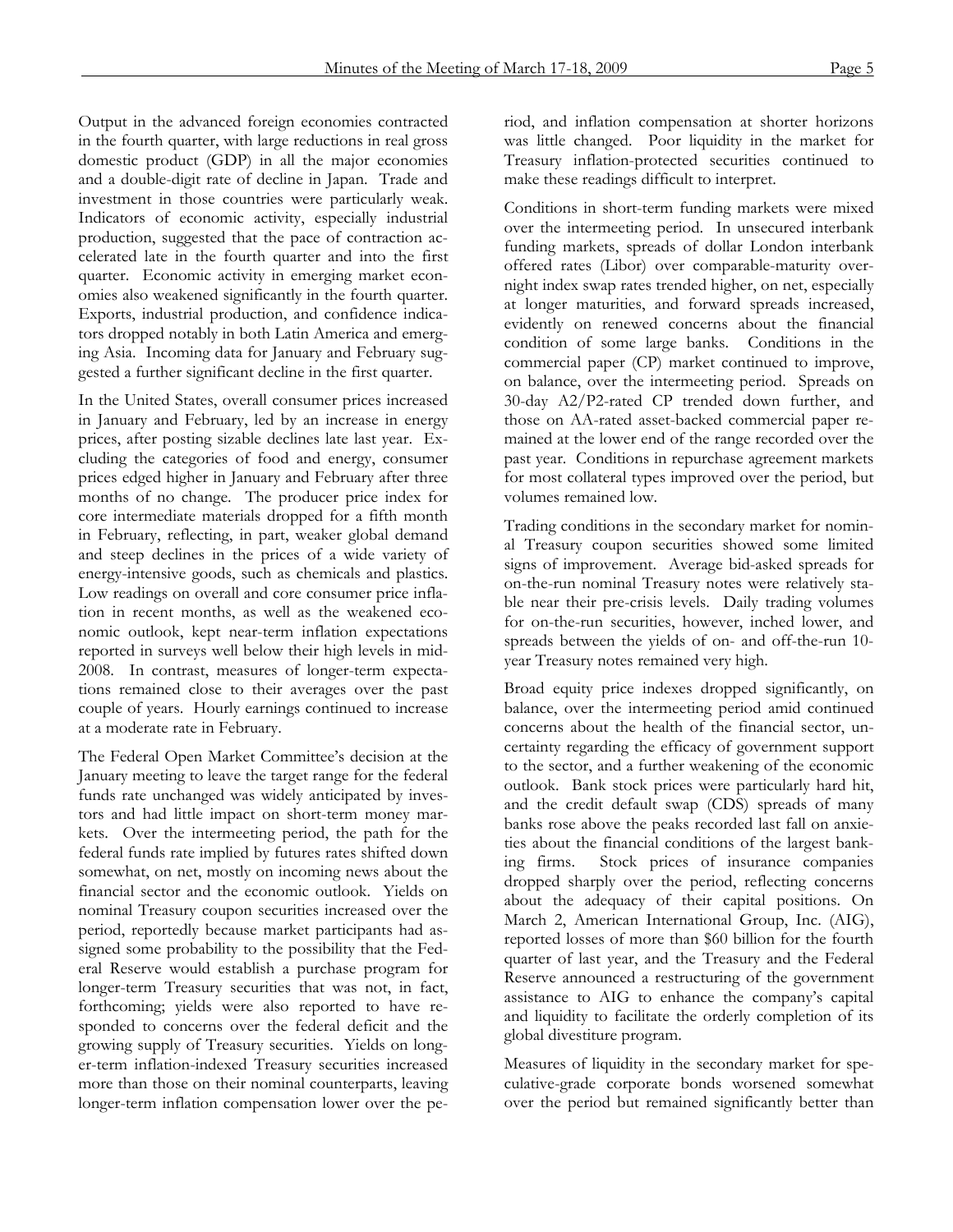Output in the advanced foreign economies contracted in the fourth quarter, with large reductions in real gross domestic product (GDP) in all the major economies and a double-digit rate of decline in Japan. Trade and investment in those countries were particularly weak. Indicators of economic activity, especially industrial production, suggested that the pace of contraction accelerated late in the fourth quarter and into the first quarter. Economic activity in emerging market economies also weakened significantly in the fourth quarter. Exports, industrial production, and confidence indicators dropped notably in both Latin America and emerging Asia. Incoming data for January and February suggested a further significant decline in the first quarter.

In the United States, overall consumer prices increased in January and February, led by an increase in energy prices, after posting sizable declines late last year. Excluding the categories of food and energy, consumer prices edged higher in January and February after three months of no change. The producer price index for core intermediate materials dropped for a fifth month in February, reflecting, in part, weaker global demand and steep declines in the prices of a wide variety of energy-intensive goods, such as chemicals and plastics. Low readings on overall and core consumer price inflation in recent months, as well as the weakened economic outlook, kept near-term inflation expectations reported in surveys well below their high levels in mid-2008. In contrast, measures of longer-term expectations remained close to their averages over the past couple of years. Hourly earnings continued to increase at a moderate rate in February.

The Federal Open Market Committee's decision at the January meeting to leave the target range for the federal funds rate unchanged was widely anticipated by investors and had little impact on short-term money markets. Over the intermeeting period, the path for the federal funds rate implied by futures rates shifted down somewhat, on net, mostly on incoming news about the financial sector and the economic outlook. Yields on nominal Treasury coupon securities increased over the period, reportedly because market participants had assigned some probability to the possibility that the Federal Reserve would establish a purchase program for longer-term Treasury securities that was not, in fact, forthcoming; yields were also reported to have responded to concerns over the federal deficit and the growing supply of Treasury securities. Yields on longer-term inflation-indexed Treasury securities increased more than those on their nominal counterparts, leaving longer-term inflation compensation lower over the period, and inflation compensation at shorter horizons was little changed. Poor liquidity in the market for Treasury inflation-protected securities continued to make these readings difficult to interpret.

Conditions in short-term funding markets were mixed over the intermeeting period. In unsecured interbank funding markets, spreads of dollar London interbank offered rates (Libor) over comparable-maturity overnight index swap rates trended higher, on net, especially at longer maturities, and forward spreads increased, evidently on renewed concerns about the financial condition of some large banks. Conditions in the commercial paper (CP) market continued to improve, on balance, over the intermeeting period. Spreads on 30-day A2/P2-rated CP trended down further, and those on AA-rated asset-backed commercial paper remained at the lower end of the range recorded over the past year. Conditions in repurchase agreement markets for most collateral types improved over the period, but volumes remained low.

Trading conditions in the secondary market for nominal Treasury coupon securities showed some limited signs of improvement. Average bid-asked spreads for on-the-run nominal Treasury notes were relatively stable near their pre-crisis levels. Daily trading volumes for on-the-run securities, however, inched lower, and spreads between the yields of on- and off-the-run 10-year Treasury notes remained very high.

Broad equity price indexes dropped significantly, on balance, over the intermeeting period amid continued concerns about the health of the financial sector, uncertainty regarding the efficacy of government support to the sector, and a further weakening of the economic outlook. Bank stock prices were particularly hard hit, and the credit default swap (CDS) spreads of many banks rose above the peaks recorded last fall on anxieties about the financial conditions of the largest banking firms. Stock prices of insurance companies dropped sharply over the period, reflecting concerns about the adequacy of their capital positions. On March 2, American International Group, Inc. (AIG), reported losses of more than $60 billion for the fourth quarter of last year, and the Treasury and the Federal Reserve announced a restructuring of the government assistance to AIG to enhance the company's capital and liquidity to facilitate the orderly completion of its global divestiture program.

Measures of liquidity in the secondary market for speculative-grade corporate bonds worsened somewhat over the period but remained significantly better than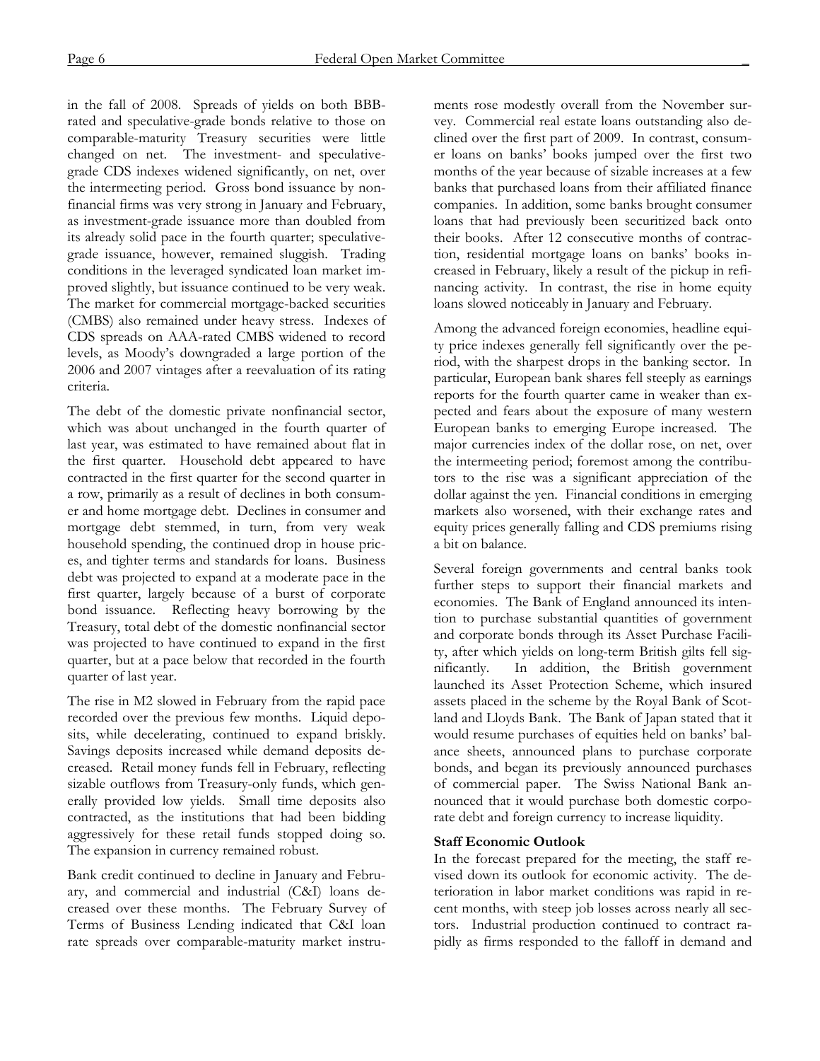in the fall of 2008. Spreads of yields on both BBB-rated and speculative-grade bonds relative to those on comparable-maturity Treasury securities were little changed on net. The investment- and speculative-grade CDS indexes widened significantly, on net, over the intermeeting period. Gross bond issuance by nonfinancial firms was very strong in January and February, as investment-grade issuance more than doubled from its already solid pace in the fourth quarter; speculative-grade issuance, however, remained sluggish. Trading conditions in the leveraged syndicated loan market improved slightly, but issuance continued to be very weak. The market for commercial mortgage-backed securities (CMBS) also remained under heavy stress. Indexes of CDS spreads on AAA-rated CMBS widened to record levels, as Moody's downgraded a large portion of the 2006 and 2007 vintages after a reevaluation of its rating criteria.

The debt of the domestic private nonfinancial sector, which was about unchanged in the fourth quarter of last year, was estimated to have remained about flat in the first quarter. Household debt appeared to have contracted in the first quarter for the second quarter in a row, primarily as a result of declines in both consumer and home mortgage debt. Declines in consumer and mortgage debt stemmed, in turn, from very weak household spending, the continued drop in house prices, and tighter terms and standards for loans. Business debt was projected to expand at a moderate pace in the first quarter, largely because of a burst of corporate bond issuance. Reflecting heavy borrowing by the Treasury, total debt of the domestic nonfinancial sector was projected to have continued to expand in the first quarter, but at a pace below that recorded in the fourth quarter of last year.

The rise in M2 slowed in February from the rapid pace recorded over the previous few months. Liquid deposits, while decelerating, continued to expand briskly. Savings deposits increased while demand deposits decreased. Retail money funds fell in February, reflecting sizable outflows from Treasury-only funds, which generally provided low yields. Small time deposits also contracted, as the institutions that had been bidding aggressively for these retail funds stopped doing so. The expansion in currency remained robust.

Bank credit continued to decline in January and February, and commercial and industrial (C&I) loans decreased over these months. The February Survey of Terms of Business Lending indicated that C&I loan rate spreads over comparable-maturity market instruments rose modestly overall from the November survey. Commercial real estate loans outstanding also declined over the first part of 2009. In contrast, consumer loans on banks' books jumped over the first two months of the year because of sizable increases at a few banks that purchased loans from their affiliated finance companies. In addition, some banks brought consumer loans that had previously been securitized back onto their books. After 12 consecutive months of contraction, residential mortgage loans on banks' books increased in February, likely a result of the pickup in refinancing activity. In contrast, the rise in home equity loans slowed noticeably in January and February.

Among the advanced foreign economies, headline equity price indexes generally fell significantly over the period, with the sharpest drops in the banking sector. In particular, European bank shares fell steeply as earnings reports for the fourth quarter came in weaker than expected and fears about the exposure of many western European banks to emerging Europe increased. The major currencies index of the dollar rose, on net, over the intermeeting period; foremost among the contributors to the rise was a significant appreciation of the dollar against the yen. Financial conditions in emerging markets also worsened, with their exchange rates and equity prices generally falling and CDS premiums rising a bit on balance.

Several foreign governments and central banks took further steps to support their financial markets and economies. The Bank of England announced its intention to purchase substantial quantities of government and corporate bonds through its Asset Purchase Facility, after which yields on long-term British gilts fell significantly. In addition, the British government launched its Asset Protection Scheme, which insured assets placed in the scheme by the Royal Bank of Scotland and Lloyds Bank. The Bank of Japan stated that it would resume purchases of equities held on banks' balance sheets, announced plans to purchase corporate bonds, and began its previously announced purchases of commercial paper. The Swiss National Bank announced that it would purchase both domestic corporate debt and foreign currency to increase liquidity.

**Staff Economic Outlook**

In the forecast prepared for the meeting, the staff revised down its outlook for economic activity. The deterioration in labor market conditions was rapid in recent months, with steep job losses across nearly all sectors. Industrial production continued to contract rapidly as firms responded to the falloff in demand and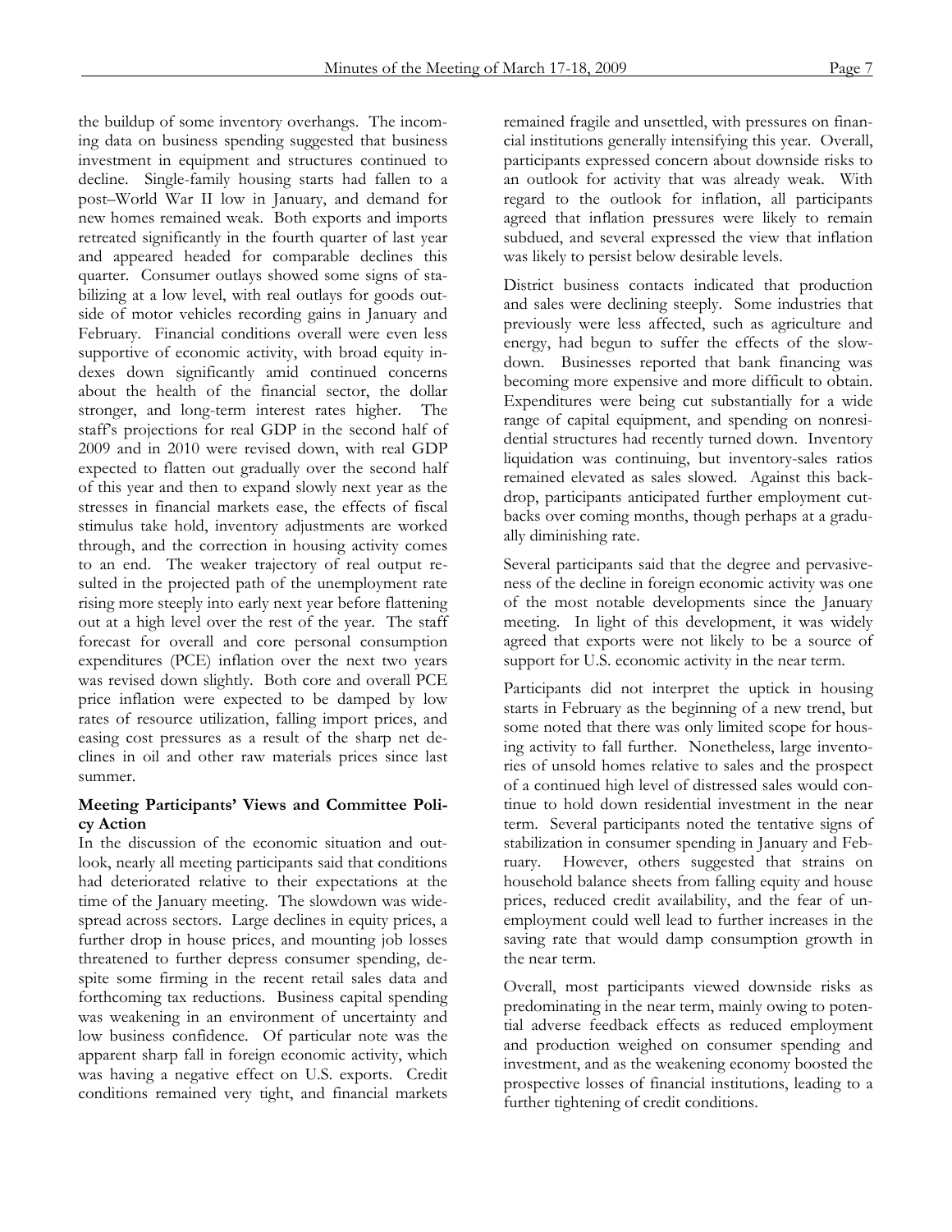the buildup of some inventory overhangs. The incoming data on business spending suggested that business investment in equipment and structures continued to decline. Single-family housing starts had fallen to a post–World War II low in January, and demand for new homes remained weak. Both exports and imports retreated significantly in the fourth quarter of last year and appeared headed for comparable declines this quarter. Consumer outlays showed some signs of stabilizing at a low level, with real outlays for goods outside of motor vehicles recording gains in January and February. Financial conditions overall were even less supportive of economic activity, with broad equity indexes down significantly amid continued concerns about the health of the financial sector, the dollar stronger, and long-term interest rates higher. The staff's projections for real GDP in the second half of 2009 and in 2010 were revised down, with real GDP expected to flatten out gradually over the second half of this year and then to expand slowly next year as the stresses in financial markets ease, the effects of fiscal stimulus take hold, inventory adjustments are worked through, and the correction in housing activity comes to an end. The weaker trajectory of real output resulted in the projected path of the unemployment rate rising more steeply into early next year before flattening out at a high level over the rest of the year. The staff forecast for overall and core personal consumption expenditures (PCE) inflation over the next two years was revised down slightly. Both core and overall PCE price inflation were expected to be damped by low rates of resource utilization, falling import prices, and easing cost pressures as a result of the sharp net declines in oil and other raw materials prices since last summer.

**Meeting Participants' Views and Committee Policy Action**

In the discussion of the economic situation and outlook, nearly all meeting participants said that conditions had deteriorated relative to their expectations at the time of the January meeting. The slowdown was widespread across sectors. Large declines in equity prices, a further drop in house prices, and mounting job losses threatened to further depress consumer spending, despite some firming in the recent retail sales data and forthcoming tax reductions. Business capital spending was weakening in an environment of uncertainty and low business confidence. Of particular note was the apparent sharp fall in foreign economic activity, which was having a negative effect on U.S. exports. Credit conditions remained very tight, and financial markets remained fragile and unsettled, with pressures on financial institutions generally intensifying this year. Overall, participants expressed concern about downside risks to an outlook for activity that was already weak. With regard to the outlook for inflation, all participants agreed that inflation pressures were likely to remain subdued, and several expressed the view that inflation was likely to persist below desirable levels.

District business contacts indicated that production and sales were declining steeply. Some industries that previously were less affected, such as agriculture and energy, had begun to suffer the effects of the slowdown. Businesses reported that bank financing was becoming more expensive and more difficult to obtain. Expenditures were being cut substantially for a wide range of capital equipment, and spending on nonresidential structures had recently turned down. Inventory liquidation was continuing, but inventory-sales ratios remained elevated as sales slowed. Against this backdrop, participants anticipated further employment cutbacks over coming months, though perhaps at a gradually diminishing rate.

Several participants said that the degree and pervasiveness of the decline in foreign economic activity was one of the most notable developments since the January meeting. In light of this development, it was widely agreed that exports were not likely to be a source of support for U.S. economic activity in the near term.

Participants did not interpret the uptick in housing starts in February as the beginning of a new trend, but some noted that there was only limited scope for housing activity to fall further. Nonetheless, large inventories of unsold homes relative to sales and the prospect of a continued high level of distressed sales would continue to hold down residential investment in the near term. Several participants noted the tentative signs of stabilization in consumer spending in January and February. However, others suggested that strains on household balance sheets from falling equity and house prices, reduced credit availability, and the fear of unemployment could well lead to further increases in the saving rate that would damp consumption growth in the near term.

Overall, most participants viewed downside risks as predominating in the near term, mainly owing to potential adverse feedback effects as reduced employment and production weighed on consumer spending and investment, and as the weakening economy boosted the prospective losses of financial institutions, leading to a further tightening of credit conditions.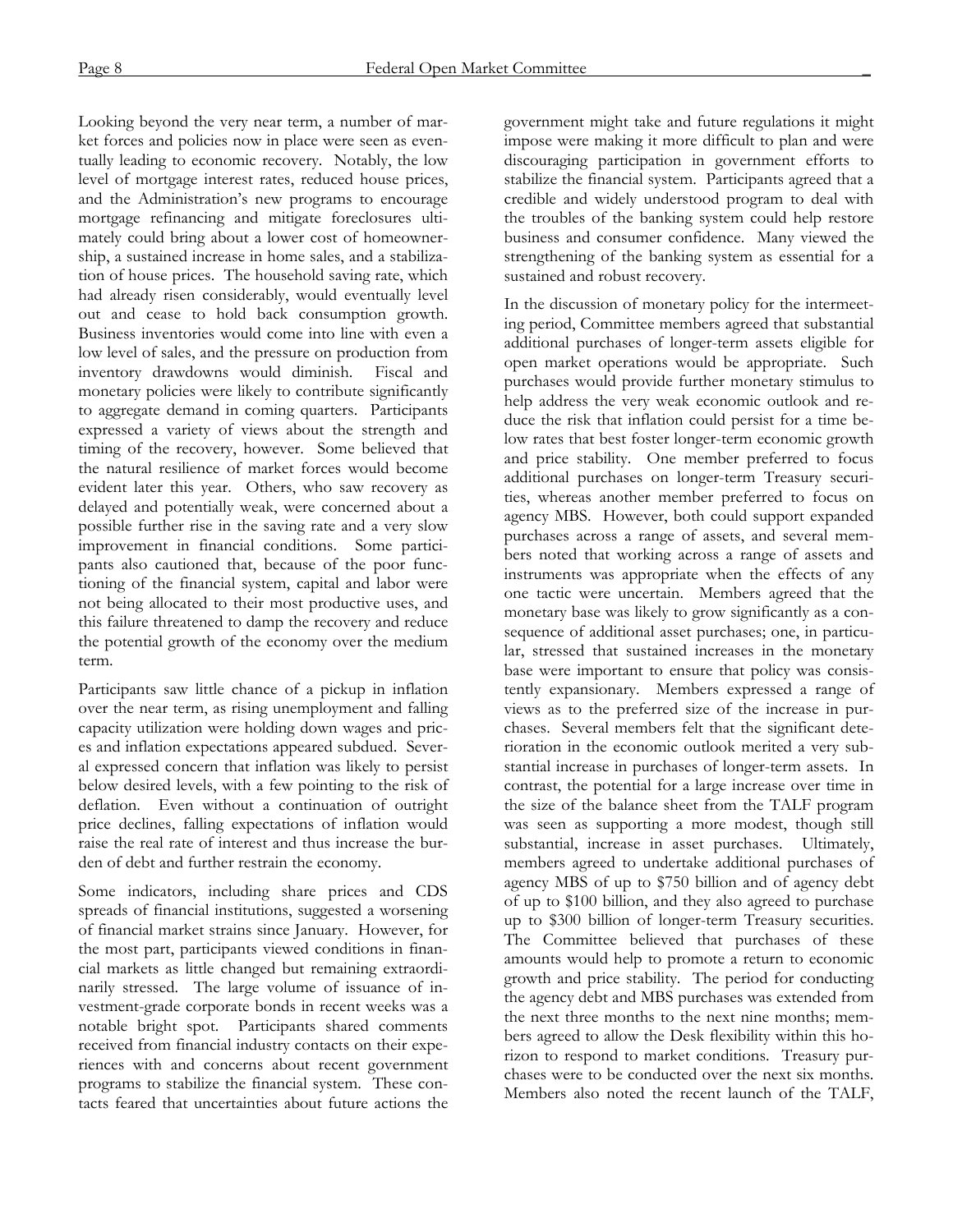Looking beyond the very near term, a number of market forces and policies now in place were seen as eventually leading to economic recovery. Notably, the low level of mortgage interest rates, reduced house prices, and the Administration's new programs to encourage mortgage refinancing and mitigate foreclosures ultimately could bring about a lower cost of homeownership, a sustained increase in home sales, and a stabilization of house prices. The household saving rate, which had already risen considerably, would eventually level out and cease to hold back consumption growth. Business inventories would come into line with even a low level of sales, and the pressure on production from inventory drawdowns would diminish. Fiscal and monetary policies were likely to contribute significantly to aggregate demand in coming quarters. Participants expressed a variety of views about the strength and timing of the recovery, however. Some believed that the natural resilience of market forces would become evident later this year. Others, who saw recovery as delayed and potentially weak, were concerned about a possible further rise in the saving rate and a very slow improvement in financial conditions. Some participants also cautioned that, because of the poor functioning of the financial system, capital and labor were not being allocated to their most productive uses, and this failure threatened to damp the recovery and reduce the potential growth of the economy over the medium term.

Participants saw little chance of a pickup in inflation over the near term, as rising unemployment and falling capacity utilization were holding down wages and prices and inflation expectations appeared subdued. Several expressed concern that inflation was likely to persist below desired levels, with a few pointing to the risk of deflation. Even without a continuation of outright price declines, falling expectations of inflation would raise the real rate of interest and thus increase the burden of debt and further restrain the economy.

Some indicators, including share prices and CDS spreads of financial institutions, suggested a worsening of financial market strains since January. However, for the most part, participants viewed conditions in financial markets as little changed but remaining extraordinarily stressed. The large volume of issuance of investment-grade corporate bonds in recent weeks was a notable bright spot. Participants shared comments received from financial industry contacts on their experiences with and concerns about recent government programs to stabilize the financial system. These contacts feared that uncertainties about future actions the government might take and future regulations it might impose were making it more difficult to plan and were discouraging participation in government efforts to stabilize the financial system. Participants agreed that a credible and widely understood program to deal with the troubles of the banking system could help restore business and consumer confidence. Many viewed the strengthening of the banking system as essential for a sustained and robust recovery.

In the discussion of monetary policy for the intermeeting period, Committee members agreed that substantial additional purchases of longer-term assets eligible for open market operations would be appropriate. Such purchases would provide further monetary stimulus to help address the very weak economic outlook and reduce the risk that inflation could persist for a time below rates that best foster longer-term economic growth and price stability. One member preferred to focus additional purchases on longer-term Treasury securities, whereas another member preferred to focus on agency MBS. However, both could support expanded purchases across a range of assets, and several members noted that working across a range of assets and instruments was appropriate when the effects of any one tactic were uncertain. Members agreed that the monetary base was likely to grow significantly as a consequence of additional asset purchases; one, in particular, stressed that sustained increases in the monetary base were important to ensure that policy was consistently expansionary. Members expressed a range of views as to the preferred size of the increase in purchases. Several members felt that the significant deterioration in the economic outlook merited a very substantial increase in purchases of longer-term assets. In contrast, the potential for a large increase over time in the size of the balance sheet from the TALF program was seen as supporting a more modest, though still substantial, increase in asset purchases. Ultimately, members agreed to undertake additional purchases of agency MBS of up to \$750 billion and of agency debt of up to \$100 billion, and they also agreed to purchase up to \$300 billion of longer-term Treasury securities. The Committee believed that purchases of these amounts would help to promote a return to economic growth and price stability. The period for conducting the agency debt and MBS purchases was extended from the next three months to the next nine months; members agreed to allow the Desk flexibility within this horizon to respond to market conditions. Treasury purchases were to be conducted over the next six months. Members also noted the recent launch of the TALF,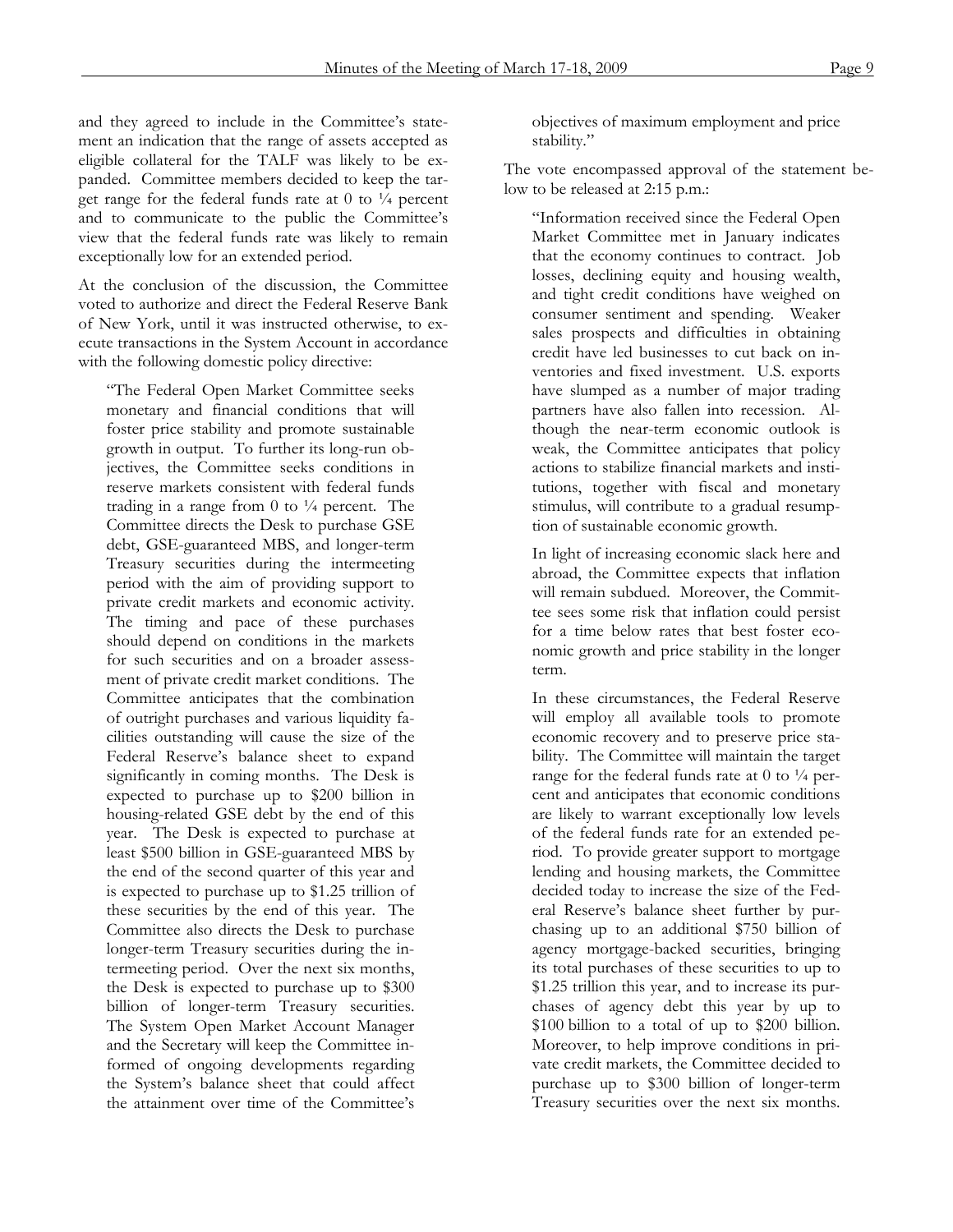and they agreed to include in the Committee's statement an indication that the range of assets accepted as eligible collateral for the TALF was likely to be expanded. Committee members decided to keep the target range for the federal funds rate at 0 to ¼ percent and to communicate to the public the Committee's view that the federal funds rate was likely to remain exceptionally low for an extended period.

At the conclusion of the discussion, the Committee voted to authorize and direct the Federal Reserve Bank of New York, until it was instructed otherwise, to execute transactions in the System Account in accordance with the following domestic policy directive:

> "The Federal Open Market Committee seeks monetary and financial conditions that will foster price stability and promote sustainable growth in output. To further its long-run objectives, the Committee seeks conditions in reserve markets consistent with federal funds trading in a range from 0 to ¼ percent. The Committee directs the Desk to purchase GSE debt, GSE-guaranteed MBS, and longer-term Treasury securities during the intermeeting period with the aim of providing support to private credit markets and economic activity. The timing and pace of these purchases should depend on conditions in the markets for such securities and on a broader assessment of private credit market conditions. The Committee anticipates that the combination of outright purchases and various liquidity facilities outstanding will cause the size of the Federal Reserve's balance sheet to expand significantly in coming months. The Desk is expected to purchase up to \$200 billion in housing-related GSE debt by the end of this year. The Desk is expected to purchase at least \$500 billion in GSE-guaranteed MBS by the end of the second quarter of this year and is expected to purchase up to \$1.25 trillion of these securities by the end of this year. The Committee also directs the Desk to purchase longer-term Treasury securities during the intermeeting period. Over the next six months, the Desk is expected to purchase up to \$300 billion of longer-term Treasury securities. The System Open Market Account Manager and the Secretary will keep the Committee informed of ongoing developments regarding the System's balance sheet that could affect the attainment over time of the Committee's objectives of maximum employment and price stability."

The vote encompassed approval of the statement below to be released at 2:15 p.m.:

> "Information received since the Federal Open Market Committee met in January indicates that the economy continues to contract. Job losses, declining equity and housing wealth, and tight credit conditions have weighed on consumer sentiment and spending. Weaker sales prospects and difficulties in obtaining credit have led businesses to cut back on inventories and fixed investment. U.S. exports have slumped as a number of major trading partners have also fallen into recession. Although the near-term economic outlook is weak, the Committee anticipates that policy actions to stabilize financial markets and institutions, together with fiscal and monetary stimulus, will contribute to a gradual resumption of sustainable economic growth.
>
> In light of increasing economic slack here and abroad, the Committee expects that inflation will remain subdued. Moreover, the Committee sees some risk that inflation could persist for a time below rates that best foster economic growth and price stability in the longer term.
>
> In these circumstances, the Federal Reserve will employ all available tools to promote economic recovery and to preserve price stability. The Committee will maintain the target range for the federal funds rate at 0 to ¼ percent and anticipates that economic conditions are likely to warrant exceptionally low levels of the federal funds rate for an extended period. To provide greater support to mortgage lending and housing markets, the Committee decided today to increase the size of the Federal Reserve's balance sheet further by purchasing up to an additional \$750 billion of agency mortgage-backed securities, bringing its total purchases of these securities to up to \$1.25 trillion this year, and to increase its purchases of agency debt this year by up to \$100 billion to a total of up to \$200 billion. Moreover, to help improve conditions in private credit markets, the Committee decided to purchase up to \$300 billion of longer-term Treasury securities over the next six months.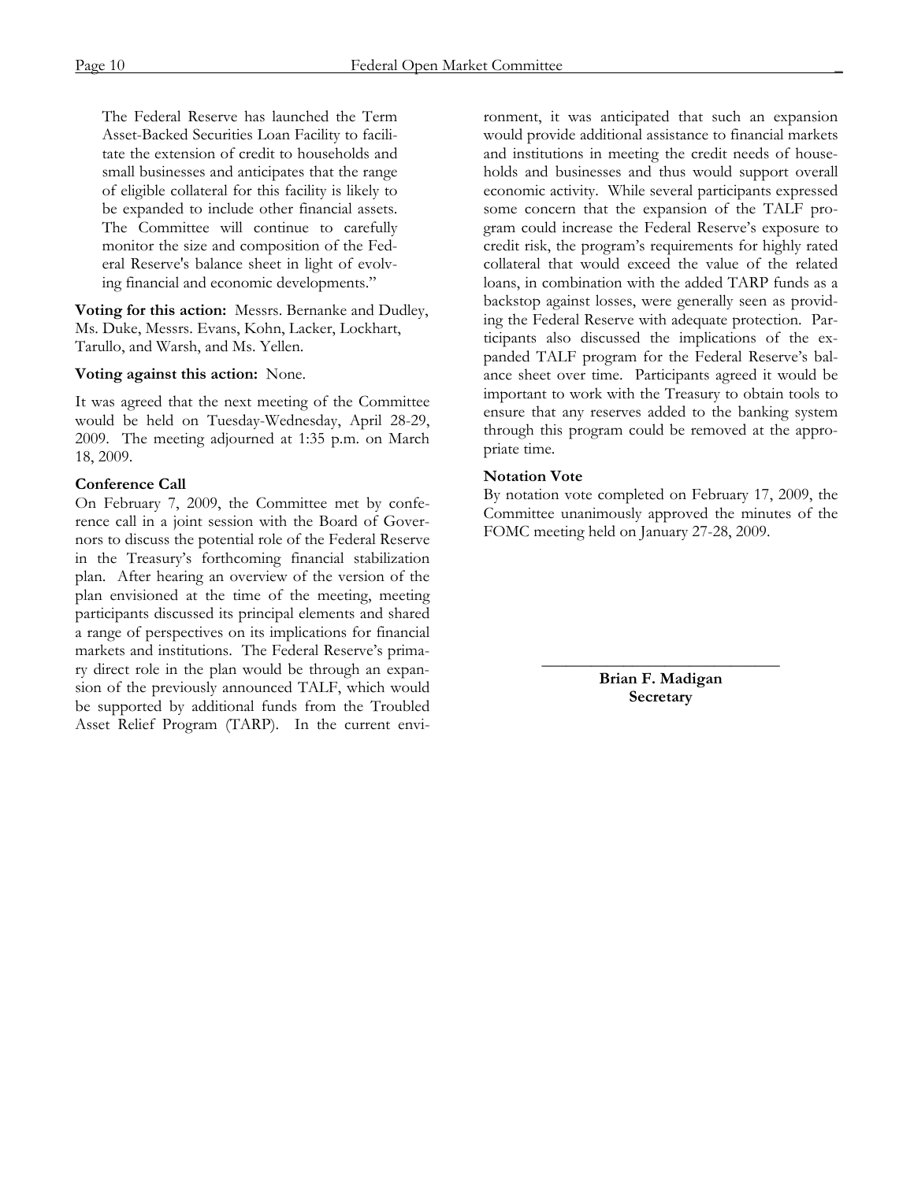The Federal Reserve has launched the Term Asset-Backed Securities Loan Facility to facilitate the extension of credit to households and small businesses and anticipates that the range of eligible collateral for this facility is likely to be expanded to include other financial assets. The Committee will continue to carefully monitor the size and composition of the Federal Reserve's balance sheet in light of evolving financial and economic developments."

**Voting for this action:** Messrs. Bernanke and Dudley, Ms. Duke, Messrs. Evans, Kohn, Lacker, Lockhart, Tarullo, and Warsh, and Ms. Yellen.

**Voting against this action:** None.

It was agreed that the next meeting of the Committee would be held on Tuesday-Wednesday, April 28-29, 2009. The meeting adjourned at 1:35 p.m. on March 18, 2009.

**Conference Call**

On February 7, 2009, the Committee met by conference call in a joint session with the Board of Governors to discuss the potential role of the Federal Reserve in the Treasury's forthcoming financial stabilization plan. After hearing an overview of the version of the plan envisioned at the time of the meeting, meeting participants discussed its principal elements and shared a range of perspectives on its implications for financial markets and institutions. The Federal Reserve's primary direct role in the plan would be through an expansion of the previously announced TALF, which would be supported by additional funds from the Troubled Asset Relief Program (TARP). In the current environment, it was anticipated that such an expansion would provide additional assistance to financial markets and institutions in meeting the credit needs of households and businesses and thus would support overall economic activity. While several participants expressed some concern that the expansion of the TALF program could increase the Federal Reserve's exposure to credit risk, the program's requirements for highly rated collateral that would exceed the value of the related loans, in combination with the added TARP funds as a backstop against losses, were generally seen as providing the Federal Reserve with adequate protection. Participants also discussed the implications of the expanded TALF program for the Federal Reserve's balance sheet over time. Participants agreed it would be important to work with the Treasury to obtain tools to ensure that any reserves added to the banking system through this program could be removed at the appropriate time.

**Notation Vote**

By notation vote completed on February 17, 2009, the Committee unanimously approved the minutes of the FOMC meeting held on January 27-28, 2009.

_____________________________

**Brian F. Madigan**
**Secretary**